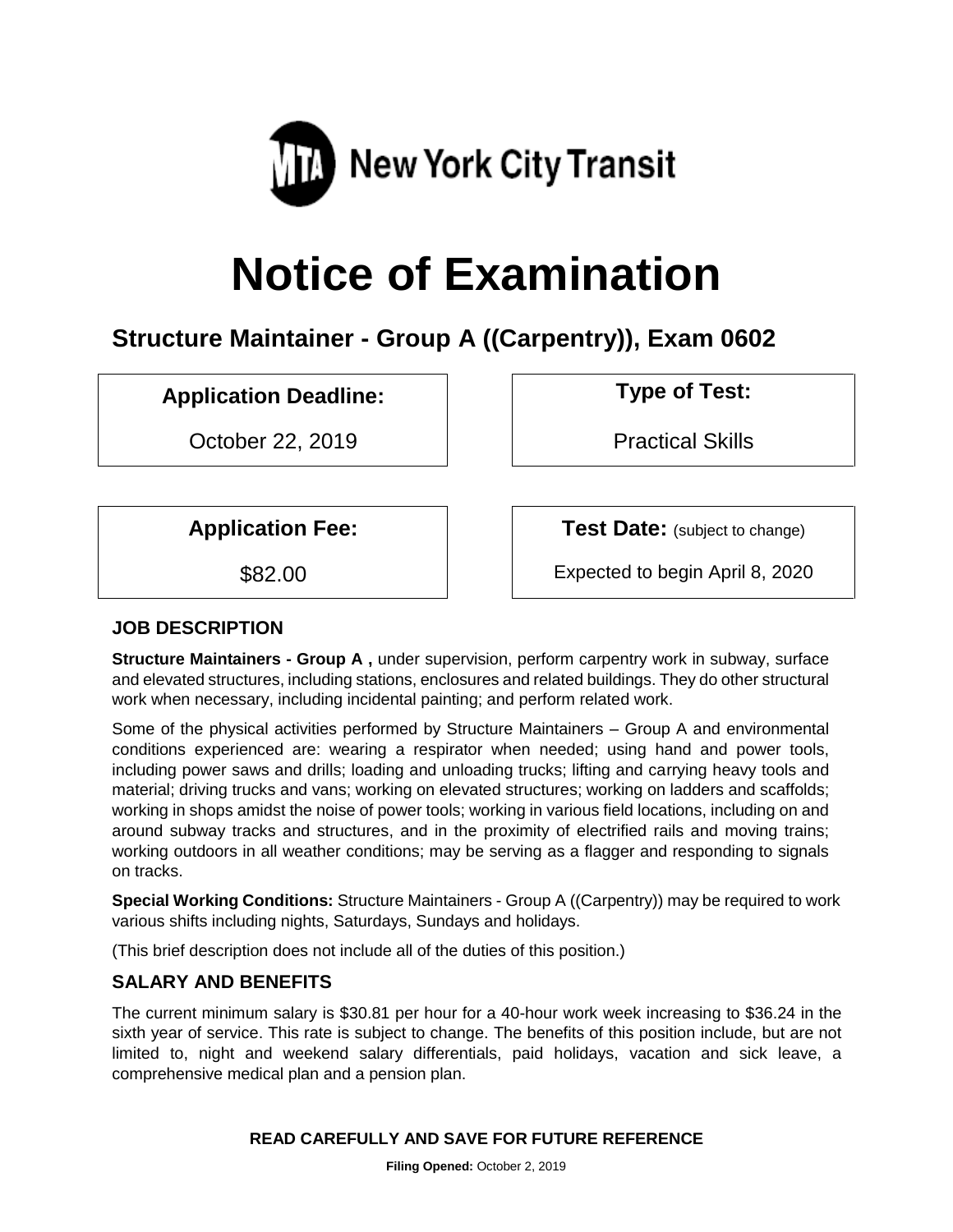New York City Transit

# Notice of Examination

## Structure Maintainer - Group A ((Carpentry)), Exam 0602

| Application Deadline: | Type of Test: |
| --- | --- |
| October 22, 2019 | Practical Skills |

| Application Fee: | Test Date: (subject to change) |
| --- | --- |
| $82.00 | Expected to begin April 8, 2020 |

### JOB DESCRIPTION

**Structure Maintainers - Group A ,** under supervision, perform carpentry work in subway, surface and elevated structures, including stations, enclosures and related buildings. They do other structural work when necessary, including incidental painting; and perform related work.

Some of the physical activities performed by Structure Maintainers – Group A and environmental conditions experienced are: wearing a respirator when needed; using hand and power tools, including power saws and drills; loading and unloading trucks; lifting and carrying heavy tools and material; driving trucks and vans; working on elevated structures; working on ladders and scaffolds; working in shops amidst the noise of power tools; working in various field locations, including on and around subway tracks and structures, and in the proximity of electrified rails and moving trains; working outdoors in all weather conditions; may be serving as a flagger and responding to signals on tracks.

**Special Working Conditions:** Structure Maintainers - Group A ((Carpentry)) may be required to work various shifts including nights, Saturdays, Sundays and holidays.

(This brief description does not include all of the duties of this position.)

### SALARY AND BENEFITS

The current minimum salary is $30.81 per hour for a 40-hour work week increasing to $36.24 in the sixth year of service. This rate is subject to change. The benefits of this position include, but are not limited to, night and weekend salary differentials, paid holidays, vacation and sick leave, a comprehensive medical plan and a pension plan.

**READ CAREFULLY AND SAVE FOR FUTURE REFERENCE**

**Filing Opened:** October 2, 2019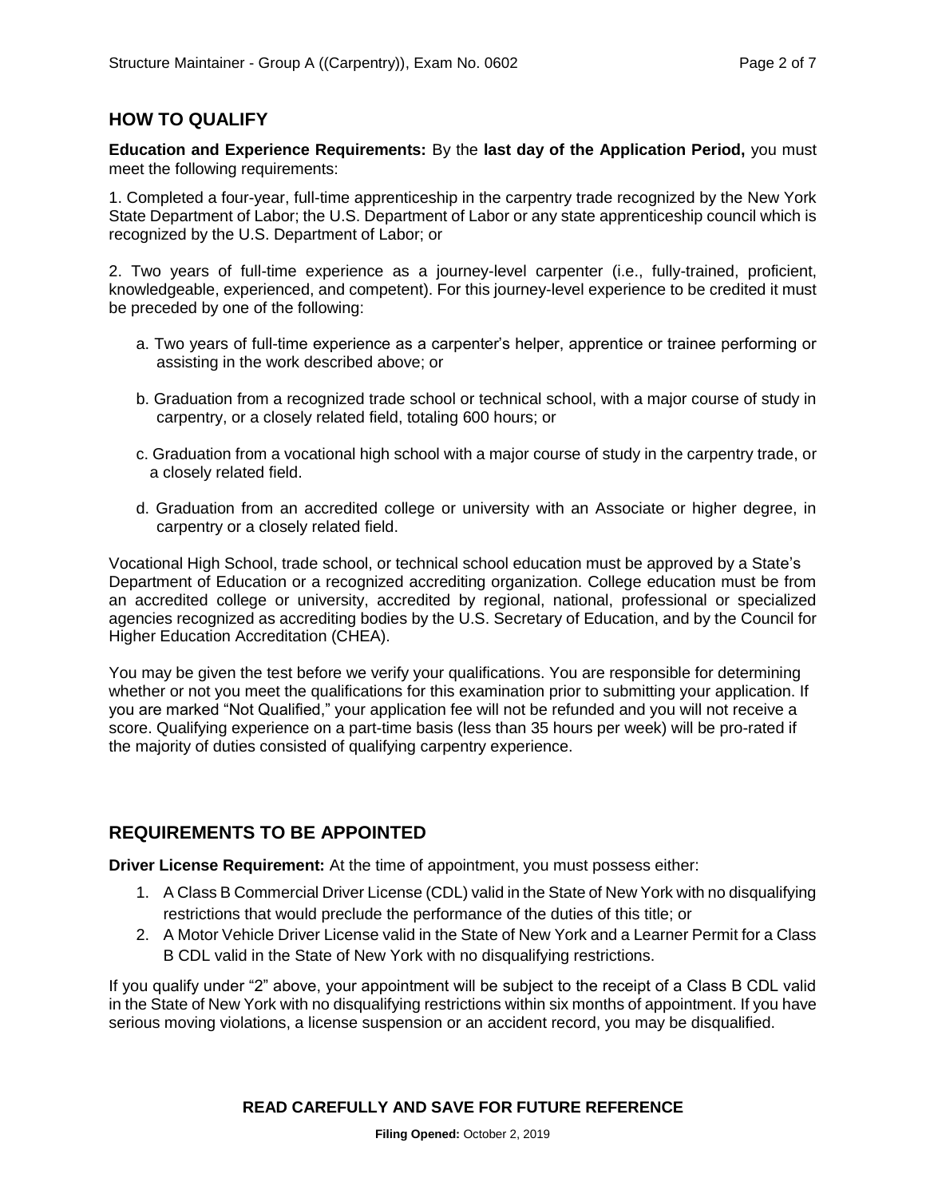## HOW TO QUALIFY

**Education and Experience Requirements:** By the **last day of the Application Period,** you must meet the following requirements:

1. Completed a four-year, full-time apprenticeship in the carpentry trade recognized by the New York State Department of Labor; the U.S. Department of Labor or any state apprenticeship council which is recognized by the U.S. Department of Labor; or

2. Two years of full-time experience as a journey-level carpenter (i.e., fully-trained, proficient, knowledgeable, experienced, and competent). For this journey-level experience to be credited it must be preceded by one of the following:

   a. Two years of full-time experience as a carpenter's helper, apprentice or trainee performing or assisting in the work described above; or

   b. Graduation from a recognized trade school or technical school, with a major course of study in carpentry, or a closely related field, totaling 600 hours; or

   c. Graduation from a vocational high school with a major course of study in the carpentry trade, or a closely related field.

   d. Graduation from an accredited college or university with an Associate or higher degree, in carpentry or a closely related field.

Vocational High School, trade school, or technical school education must be approved by a State's Department of Education or a recognized accrediting organization. College education must be from an accredited college or university, accredited by regional, national, professional or specialized agencies recognized as accrediting bodies by the U.S. Secretary of Education, and by the Council for Higher Education Accreditation (CHEA).

You may be given the test before we verify your qualifications. You are responsible for determining whether or not you meet the qualifications for this examination prior to submitting your application. If you are marked "Not Qualified," your application fee will not be refunded and you will not receive a score. Qualifying experience on a part-time basis (less than 35 hours per week) will be pro-rated if the majority of duties consisted of qualifying carpentry experience.

## REQUIREMENTS TO BE APPOINTED

**Driver License Requirement:** At the time of appointment, you must possess either:

1. A Class B Commercial Driver License (CDL) valid in the State of New York with no disqualifying restrictions that would preclude the performance of the duties of this title; or
2. A Motor Vehicle Driver License valid in the State of New York and a Learner Permit for a Class B CDL valid in the State of New York with no disqualifying restrictions.

If you qualify under "2" above, your appointment will be subject to the receipt of a Class B CDL valid in the State of New York with no disqualifying restrictions within six months of appointment. If you have serious moving violations, a license suspension or an accident record, you may be disqualified.

**READ CAREFULLY AND SAVE FOR FUTURE REFERENCE**

**Filing Opened:** October 2, 2019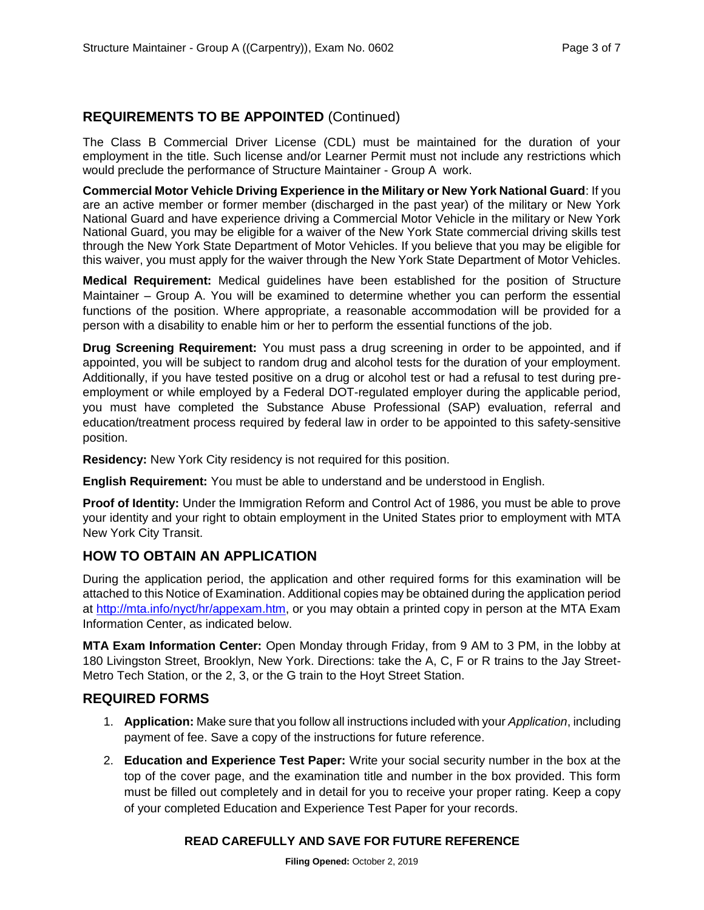## REQUIREMENTS TO BE APPOINTED (Continued)

The Class B Commercial Driver License (CDL) must be maintained for the duration of your employment in the title. Such license and/or Learner Permit must not include any restrictions which would preclude the performance of Structure Maintainer - Group A work.

**Commercial Motor Vehicle Driving Experience in the Military or New York National Guard**: If you are an active member or former member (discharged in the past year) of the military or New York National Guard and have experience driving a Commercial Motor Vehicle in the military or New York National Guard, you may be eligible for a waiver of the New York State commercial driving skills test through the New York State Department of Motor Vehicles. If you believe that you may be eligible for this waiver, you must apply for the waiver through the New York State Department of Motor Vehicles.

**Medical Requirement:** Medical guidelines have been established for the position of Structure Maintainer – Group A. You will be examined to determine whether you can perform the essential functions of the position. Where appropriate, a reasonable accommodation will be provided for a person with a disability to enable him or her to perform the essential functions of the job.

**Drug Screening Requirement:** You must pass a drug screening in order to be appointed, and if appointed, you will be subject to random drug and alcohol tests for the duration of your employment. Additionally, if you have tested positive on a drug or alcohol test or had a refusal to test during pre-employment or while employed by a Federal DOT-regulated employer during the applicable period, you must have completed the Substance Abuse Professional (SAP) evaluation, referral and education/treatment process required by federal law in order to be appointed to this safety-sensitive position.

**Residency:** New York City residency is not required for this position.

**English Requirement:** You must be able to understand and be understood in English.

**Proof of Identity:** Under the Immigration Reform and Control Act of 1986, you must be able to prove your identity and your right to obtain employment in the United States prior to employment with MTA New York City Transit.

## HOW TO OBTAIN AN APPLICATION

During the application period, the application and other required forms for this examination will be attached to this Notice of Examination. Additional copies may be obtained during the application period at http://mta.info/nyct/hr/appexam.htm, or you may obtain a printed copy in person at the MTA Exam Information Center, as indicated below.

**MTA Exam Information Center:** Open Monday through Friday, from 9 AM to 3 PM, in the lobby at 180 Livingston Street, Brooklyn, New York. Directions: take the A, C, F or R trains to the Jay Street-Metro Tech Station, or the 2, 3, or the G train to the Hoyt Street Station.

## REQUIRED FORMS

1. **Application:** Make sure that you follow all instructions included with your *Application*, including payment of fee. Save a copy of the instructions for future reference.
2. **Education and Experience Test Paper:** Write your social security number in the box at the top of the cover page, and the examination title and number in the box provided. This form must be filled out completely and in detail for you to receive your proper rating. Keep a copy of your completed Education and Experience Test Paper for your records.

**READ CAREFULLY AND SAVE FOR FUTURE REFERENCE**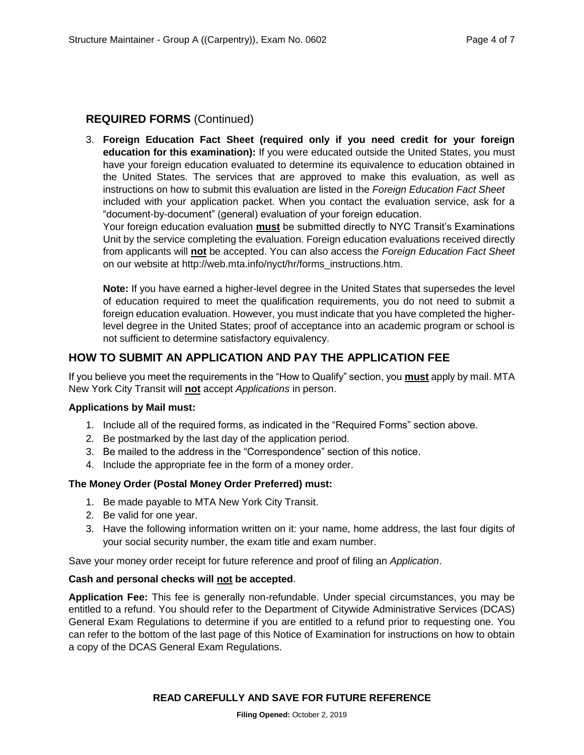## REQUIRED FORMS (Continued)

3. **Foreign Education Fact Sheet (required only if you need credit for your foreign education for this examination):** If you were educated outside the United States, you must have your foreign education evaluated to determine its equivalence to education obtained in the United States. The services that are approved to make this evaluation, as well as instructions on how to submit this evaluation are listed in the *Foreign Education Fact Sheet* included with your application packet. When you contact the evaluation service, ask for a "document-by-document" (general) evaluation of your foreign education.
   Your foreign education evaluation **must** be submitted directly to NYC Transit's Examinations Unit by the service completing the evaluation. Foreign education evaluations received directly from applicants will **not** be accepted. You can also access the *Foreign Education Fact Sheet* on our website at http://web.mta.info/nyct/hr/forms_instructions.htm.

   **Note:** If you have earned a higher-level degree in the United States that supersedes the level of education required to meet the qualification requirements, you do not need to submit a foreign education evaluation. However, you must indicate that you have completed the higher-level degree in the United States; proof of acceptance into an academic program or school is not sufficient to determine satisfactory equivalency.

## HOW TO SUBMIT AN APPLICATION AND PAY THE APPLICATION FEE

If you believe you meet the requirements in the "How to Qualify" section, you **must** apply by mail. MTA New York City Transit will **not** accept *Applications* in person.

**Applications by Mail must:**

1. Include all of the required forms, as indicated in the "Required Forms" section above.
2. Be postmarked by the last day of the application period.
3. Be mailed to the address in the "Correspondence" section of this notice.
4. Include the appropriate fee in the form of a money order.

**The Money Order (Postal Money Order Preferred) must:**

1. Be made payable to MTA New York City Transit.
2. Be valid for one year.
3. Have the following information written on it: your name, home address, the last four digits of your social security number, the exam title and exam number.

Save your money order receipt for future reference and proof of filing an *Application*.

**Cash and personal checks will not be accepted**.

**Application Fee:** This fee is generally non-refundable. Under special circumstances, you may be entitled to a refund. You should refer to the Department of Citywide Administrative Services (DCAS) General Exam Regulations to determine if you are entitled to a refund prior to requesting one. You can refer to the bottom of the last page of this Notice of Examination for instructions on how to obtain a copy of the DCAS General Exam Regulations.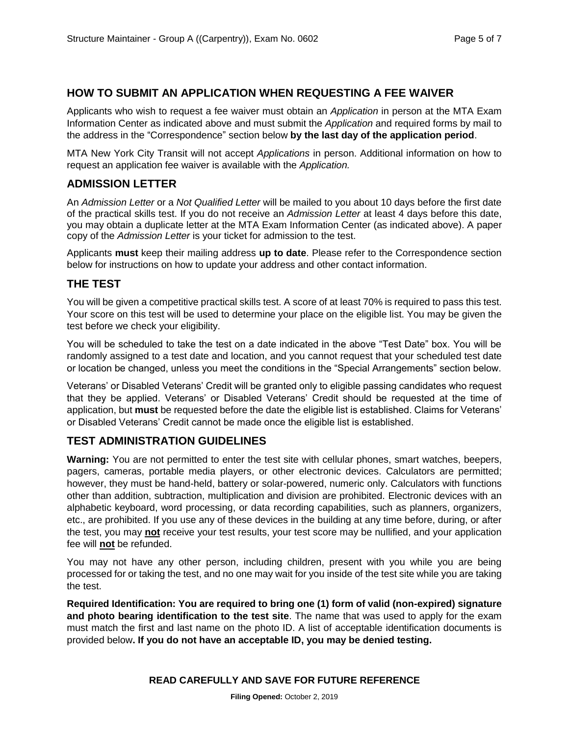## HOW TO SUBMIT AN APPLICATION WHEN REQUESTING A FEE WAIVER

Applicants who wish to request a fee waiver must obtain an *Application* in person at the MTA Exam Information Center as indicated above and must submit the *Application* and required forms by mail to the address in the "Correspondence" section below **by the last day of the application period**.

MTA New York City Transit will not accept *Applications* in person. Additional information on how to request an application fee waiver is available with the *Application.*

## ADMISSION LETTER

An *Admission Letter* or a *Not Qualified Letter* will be mailed to you about 10 days before the first date of the practical skills test. If you do not receive an *Admission Letter* at least 4 days before this date, you may obtain a duplicate letter at the MTA Exam Information Center (as indicated above). A paper copy of the *Admission Letter* is your ticket for admission to the test.

Applicants **must** keep their mailing address **up to date**. Please refer to the Correspondence section below for instructions on how to update your address and other contact information.

## THE TEST

You will be given a competitive practical skills test. A score of at least 70% is required to pass this test. Your score on this test will be used to determine your place on the eligible list. You may be given the test before we check your eligibility.

You will be scheduled to take the test on a date indicated in the above "Test Date" box. You will be randomly assigned to a test date and location, and you cannot request that your scheduled test date or location be changed, unless you meet the conditions in the "Special Arrangements" section below.

Veterans' or Disabled Veterans' Credit will be granted only to eligible passing candidates who request that they be applied. Veterans' or Disabled Veterans' Credit should be requested at the time of application, but **must** be requested before the date the eligible list is established. Claims for Veterans' or Disabled Veterans' Credit cannot be made once the eligible list is established.

## TEST ADMINISTRATION GUIDELINES

**Warning:** You are not permitted to enter the test site with cellular phones, smart watches, beepers, pagers, cameras, portable media players, or other electronic devices. Calculators are permitted; however, they must be hand-held, battery or solar-powered, numeric only. Calculators with functions other than addition, subtraction, multiplication and division are prohibited. Electronic devices with an alphabetic keyboard, word processing, or data recording capabilities, such as planners, organizers, etc., are prohibited. If you use any of these devices in the building at any time before, during, or after the test, you may **not** receive your test results, your test score may be nullified, and your application fee will **not** be refunded.

You may not have any other person, including children, present with you while you are being processed for or taking the test, and no one may wait for you inside of the test site while you are taking the test.

**Required Identification: You are required to bring one (1) form of valid (non-expired) signature and photo bearing identification to the test site**. The name that was used to apply for the exam must match the first and last name on the photo ID. A list of acceptable identification documents is provided below**. If you do not have an acceptable ID, you may be denied testing.**

**READ CAREFULLY AND SAVE FOR FUTURE REFERENCE**

**Filing Opened:** October 2, 2019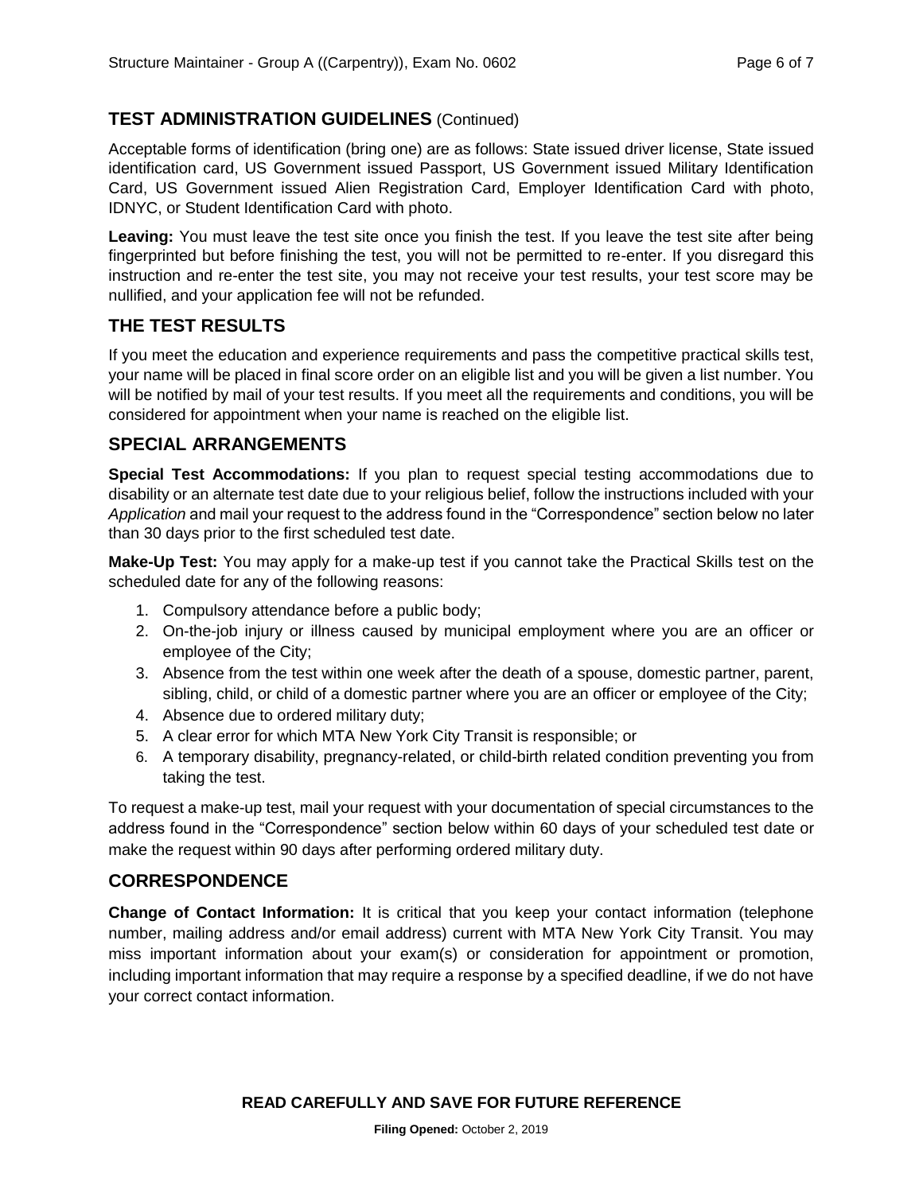## TEST ADMINISTRATION GUIDELINES (Continued)

Acceptable forms of identification (bring one) are as follows: State issued driver license, State issued identification card, US Government issued Passport, US Government issued Military Identification Card, US Government issued Alien Registration Card, Employer Identification Card with photo, IDNYC, or Student Identification Card with photo.

**Leaving:** You must leave the test site once you finish the test. If you leave the test site after being fingerprinted but before finishing the test, you will not be permitted to re-enter. If you disregard this instruction and re-enter the test site, you may not receive your test results, your test score may be nullified, and your application fee will not be refunded.

## THE TEST RESULTS

If you meet the education and experience requirements and pass the competitive practical skills test, your name will be placed in final score order on an eligible list and you will be given a list number. You will be notified by mail of your test results. If you meet all the requirements and conditions, you will be considered for appointment when your name is reached on the eligible list.

## SPECIAL ARRANGEMENTS

**Special Test Accommodations:** If you plan to request special testing accommodations due to disability or an alternate test date due to your religious belief, follow the instructions included with your *Application* and mail your request to the address found in the "Correspondence" section below no later than 30 days prior to the first scheduled test date.

**Make-Up Test:** You may apply for a make-up test if you cannot take the Practical Skills test on the scheduled date for any of the following reasons:

1. Compulsory attendance before a public body;
2. On-the-job injury or illness caused by municipal employment where you are an officer or employee of the City;
3. Absence from the test within one week after the death of a spouse, domestic partner, parent, sibling, child, or child of a domestic partner where you are an officer or employee of the City;
4. Absence due to ordered military duty;
5. A clear error for which MTA New York City Transit is responsible; or
6. A temporary disability, pregnancy-related, or child-birth related condition preventing you from taking the test.

To request a make-up test, mail your request with your documentation of special circumstances to the address found in the "Correspondence" section below within 60 days of your scheduled test date or make the request within 90 days after performing ordered military duty.

## CORRESPONDENCE

**Change of Contact Information:** It is critical that you keep your contact information (telephone number, mailing address and/or email address) current with MTA New York City Transit. You may miss important information about your exam(s) or consideration for appointment or promotion, including important information that may require a response by a specified deadline, if we do not have your correct contact information.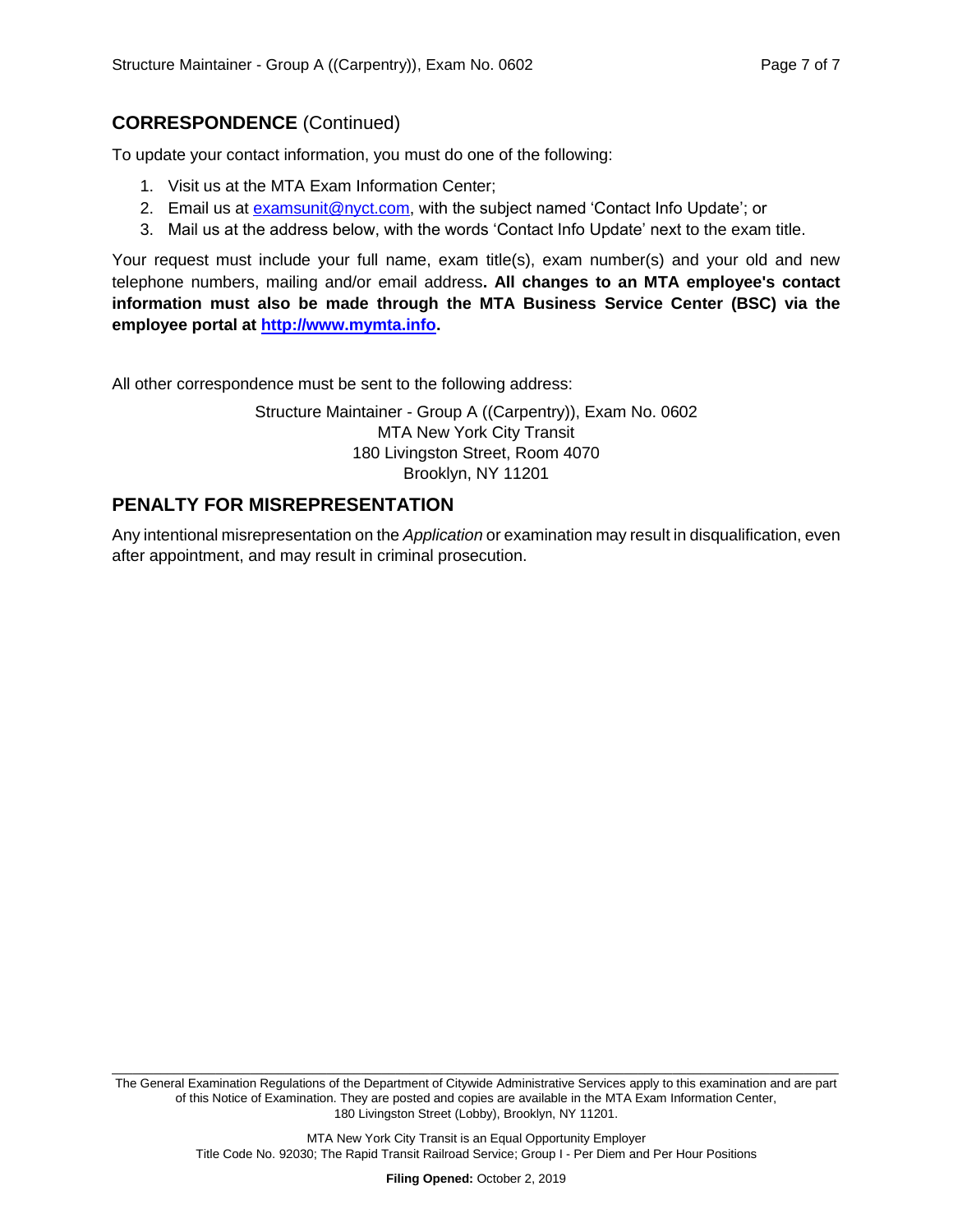## CORRESPONDENCE (Continued)

To update your contact information, you must do one of the following:

1. Visit us at the MTA Exam Information Center;
2. Email us at examsunit@nyct.com, with the subject named 'Contact Info Update'; or
3. Mail us at the address below, with the words 'Contact Info Update' next to the exam title.

Your request must include your full name, exam title(s), exam number(s) and your old and new telephone numbers, mailing and/or email address**. All changes to an MTA employee's contact information must also be made through the MTA Business Service Center (BSC) via the employee portal at http://www.mymta.info.**

All other correspondence must be sent to the following address:

Structure Maintainer - Group A ((Carpentry)), Exam No. 0602
MTA New York City Transit
180 Livingston Street, Room 4070
Brooklyn, NY 11201

## PENALTY FOR MISREPRESENTATION

Any intentional misrepresentation on the *Application* or examination may result in disqualification, even after appointment, and may result in criminal prosecution.

The General Examination Regulations of the Department of Citywide Administrative Services apply to this examination and are part of this Notice of Examination. They are posted and copies are available in the MTA Exam Information Center, 180 Livingston Street (Lobby), Brooklyn, NY 11201.

MTA New York City Transit is an Equal Opportunity Employer
Title Code No. 92030; The Rapid Transit Railroad Service; Group I - Per Diem and Per Hour Positions

**Filing Opened:** October 2, 2019